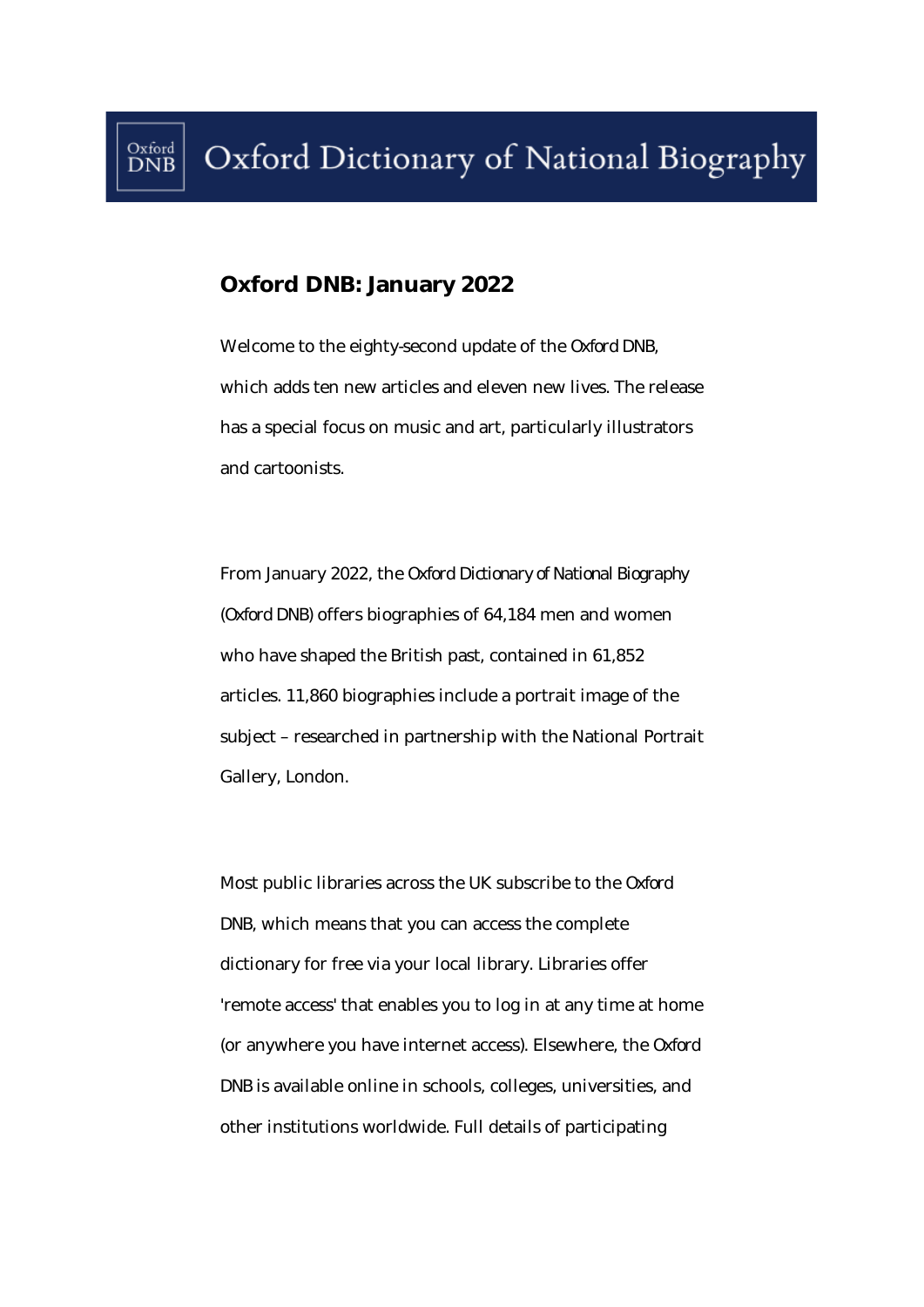# Oxford Dictionary of National Biography

## Oxford DNB: January 2022

Welcome to the eighty-second update of the *Oxford DNB*, which adds ten new articles and eleven new lives. The release has a special focus on music and art, particularly illustrators and cartoonists.

From January 2022, the *Oxford Dictionary of National Biography* (*Oxford DNB*) offers biographies of 64,184 men and women who have shaped the British past, contained in 61,852 articles. 11,860 biographies include a portrait image of the subject – researched in partnership with the National Portrait Gallery, London.

Most public libraries across the UK subscribe to the *Oxford DNB*, which means that you can access the complete dictionary for free via your local library. Libraries offer 'remote access' that enables you to log in at any time at home (or anywhere you have internet access). Elsewhere, the *Oxford DNB* is available online in schools, colleges, universities, and other institutions worldwide. Full details of participating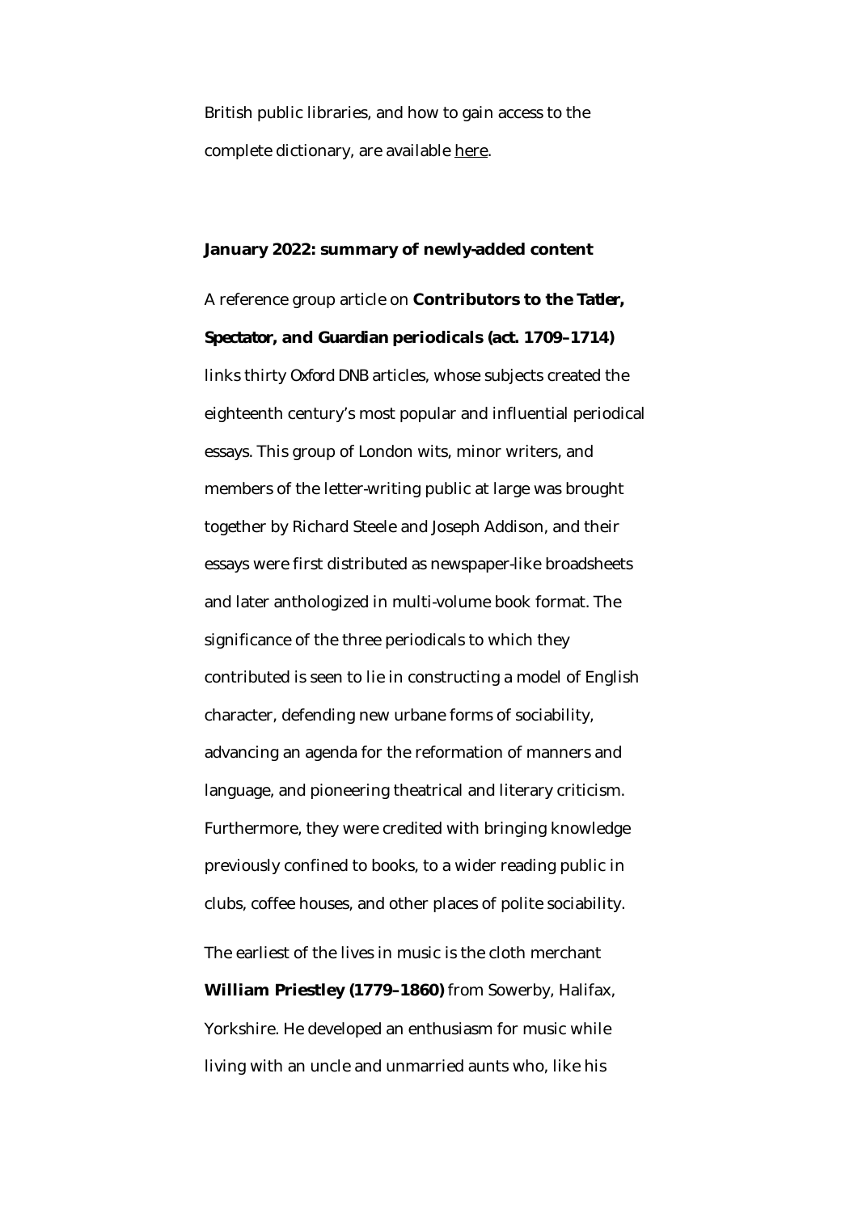British public libraries, and how to gain access to the complete dictionary, are available here.

**January 2022: summary of newly-added content**

A reference group article on **Contributors to the Tatler, Spectator, and Guardian periodicals (act. 1709–1714)** links thirty *Oxford DNB* articles, whose subjects created the eighteenth century's most popular and influential periodical essays. This group of London wits, minor writers, and members of the letter-writing public at large was brought together by Richard Steele and Joseph Addison, and their essays were first distributed as newspaper-like broadsheets and later anthologized in multi-volume book format. The significance of the three periodicals to which they contributed is seen to lie in constructing a model of English character, defending new urbane forms of sociability, advancing an agenda for the reformation of manners and language, and pioneering theatrical and literary criticism. Furthermore, they were credited with bringing knowledge previously confined to books, to a wider reading public in clubs, coffee houses, and other places of polite sociability.

The earliest of the lives in music is the cloth merchant **William Priestley (1779–1860)** from Sowerby, Halifax, Yorkshire. He developed an enthusiasm for music while living with an uncle and unmarried aunts who, like his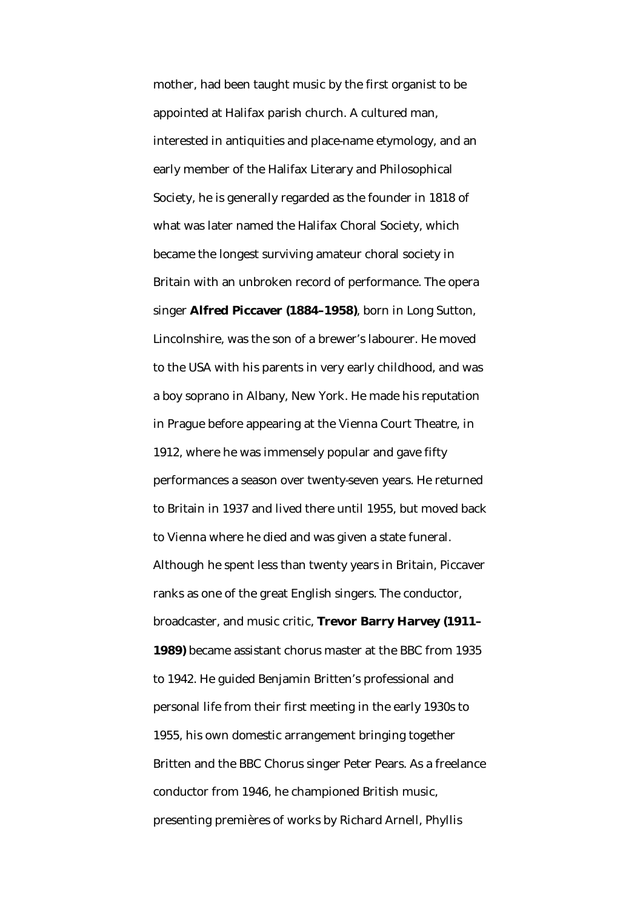mother, had been taught music by the first organist to be appointed at Halifax parish church. A cultured man, interested in antiquities and place-name etymology, and an early member of the Halifax Literary and Philosophical Society, he is generally regarded as the founder in 1818 of what was later named the Halifax Choral Society, which became the longest surviving amateur choral society in Britain with an unbroken record of performance. The opera singer **Alfred Piccaver (1884–1958)**, born in Long Sutton, Lincolnshire, was the son of a brewer's labourer. He moved to the USA with his parents in very early childhood, and was a boy soprano in Albany, New York. He made his reputation in Prague before appearing at the Vienna Court Theatre, in 1912, where he was immensely popular and gave fifty performances a season over twenty-seven years. He returned to Britain in 1937 and lived there until 1955, but moved back to Vienna where he died and was given a state funeral. Although he spent less than twenty years in Britain, Piccaver ranks as one of the great English singers. The conductor, broadcaster, and music critic, **Trevor Barry Harvey (1911–1989)** became assistant chorus master at the BBC from 1935 to 1942. He guided Benjamin Britten's professional and personal life from their first meeting in the early 1930s to 1955, his own domestic arrangement bringing together Britten and the BBC Chorus singer Peter Pears. As a freelance conductor from 1946, he championed British music, presenting premières of works by Richard Arnell, Phyllis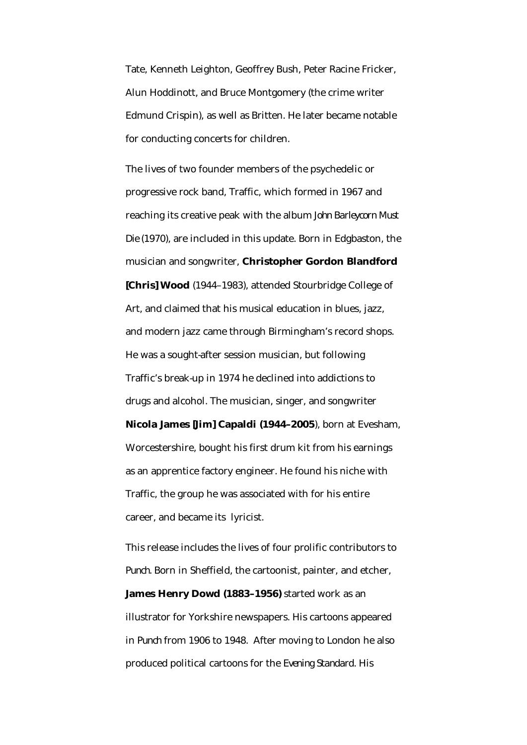Tate, Kenneth Leighton, Geoffrey Bush, Peter Racine Fricker, Alun Hoddinott, and Bruce Montgomery (the crime writer Edmund Crispin), as well as Britten. He later became notable for conducting concerts for children.

The lives of two founder members of the psychedelic or progressive rock band, Traffic, which formed in 1967 and reaching its creative peak with the album *John Barleycorn Must Die* (1970), are included in this update. Born in Edgbaston, the musician and songwriter, **Christopher Gordon Blandford [Chris] Wood** (1944–1983), attended Stourbridge College of Art, and claimed that his musical education in blues, jazz, and modern jazz came through Birmingham's record shops. He was a sought-after session musician, but following Traffic's break-up in 1974 he declined into addictions to drugs and alcohol. The musician, singer, and songwriter **Nicola James [Jim] Capaldi (1944–2005**), born at Evesham, Worcestershire, bought his first drum kit from his earnings as an apprentice factory engineer. He found his niche with Traffic, the group he was associated with for his entire career, and became its lyricist.

This release includes the lives of four prolific contributors to *Punch*. Born in Sheffield, the cartoonist, painter, and etcher, **James Henry Dowd (1883–1956)** started work as an illustrator for Yorkshire newspapers. His cartoons appeared in *Punch* from 1906 to 1948. After moving to London he also produced political cartoons for the *Evening Standard*. His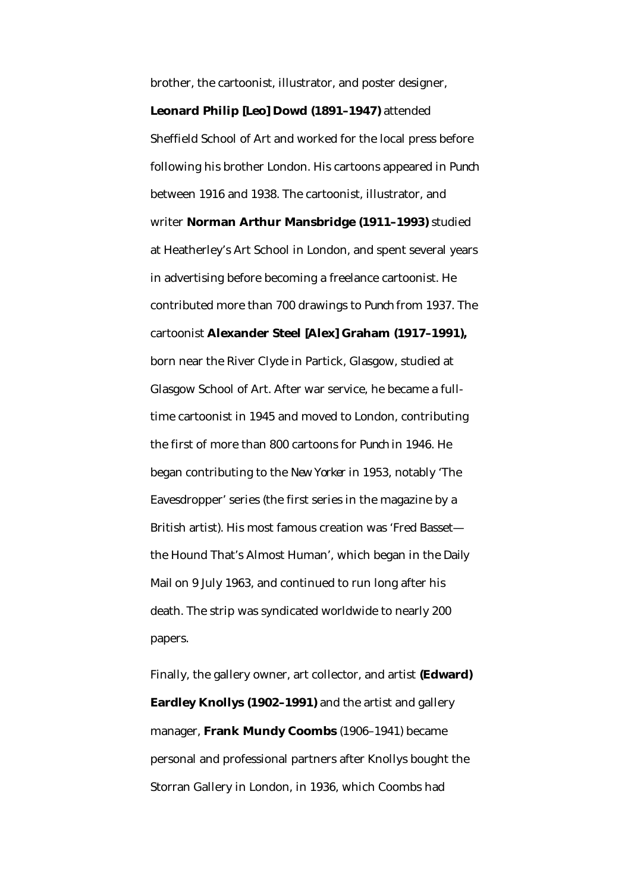brother, the cartoonist, illustrator, and poster designer, **Leonard Philip [Leo] Dowd (1891–1947)** attended Sheffield School of Art and worked for the local press before following his brother London. His cartoons appeared in *Punch* between 1916 and 1938. The cartoonist, illustrator, and writer **Norman Arthur Mansbridge (1911–1993)** studied at Heatherley's Art School in London, and spent several years in advertising before becoming a freelance cartoonist. He contributed more than 700 drawings to *Punch* from 1937. The cartoonist **Alexander Steel [Alex] Graham (1917–1991),** born near the River Clyde in Partick, Glasgow, studied at Glasgow School of Art. After war service, he became a full-time cartoonist in 1945 and moved to London, contributing the first of more than 800 cartoons for *Punch* in 1946. He began contributing to the *New Yorker* in 1953, notably 'The Eavesdropper' series (the first series in the magazine by a British artist). His most famous creation was 'Fred Basset—the Hound That's Almost Human', which began in the Daily Mail on 9 July 1963, and continued to run long after his death. The strip was syndicated worldwide to nearly 200 papers.

Finally, the gallery owner, art collector, and artist **(Edward) Eardley Knollys (1902–1991)** and the artist and gallery manager, **Frank Mundy Coombs** (1906–1941) became personal and professional partners after Knollys bought the Storran Gallery in London, in 1936, which Coombs had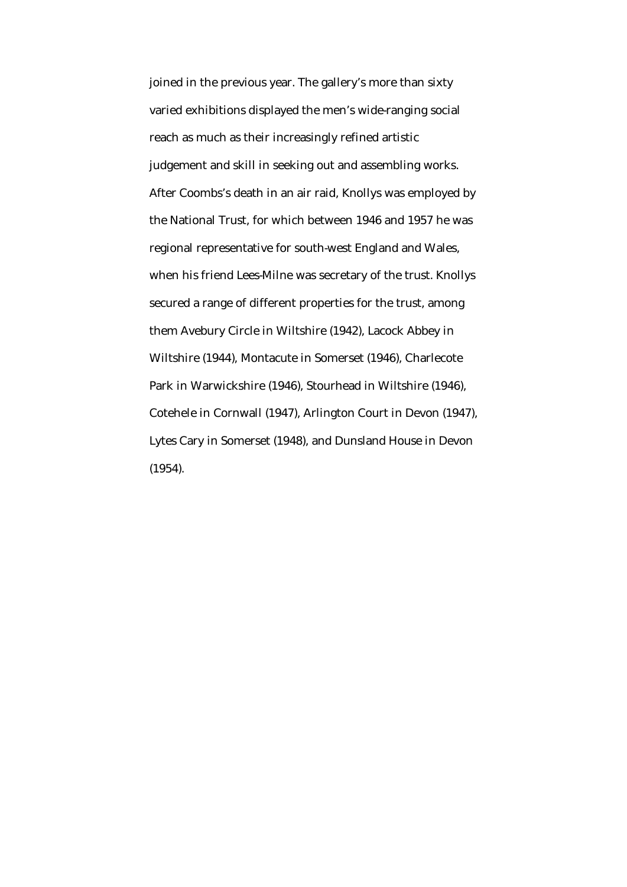joined in the previous year. The gallery's more than sixty varied exhibitions displayed the men's wide-ranging social reach as much as their increasingly refined artistic judgement and skill in seeking out and assembling works. After Coombs's death in an air raid, Knollys was employed by the National Trust, for which between 1946 and 1957 he was regional representative for south-west England and Wales, when his friend Lees-Milne was secretary of the trust. Knollys secured a range of different properties for the trust, among them Avebury Circle in Wiltshire (1942), Lacock Abbey in Wiltshire (1944), Montacute in Somerset (1946), Charlecote Park in Warwickshire (1946), Stourhead in Wiltshire (1946), Cotehele in Cornwall (1947), Arlington Court in Devon (1947), Lytes Cary in Somerset (1948), and Dunsland House in Devon (1954).